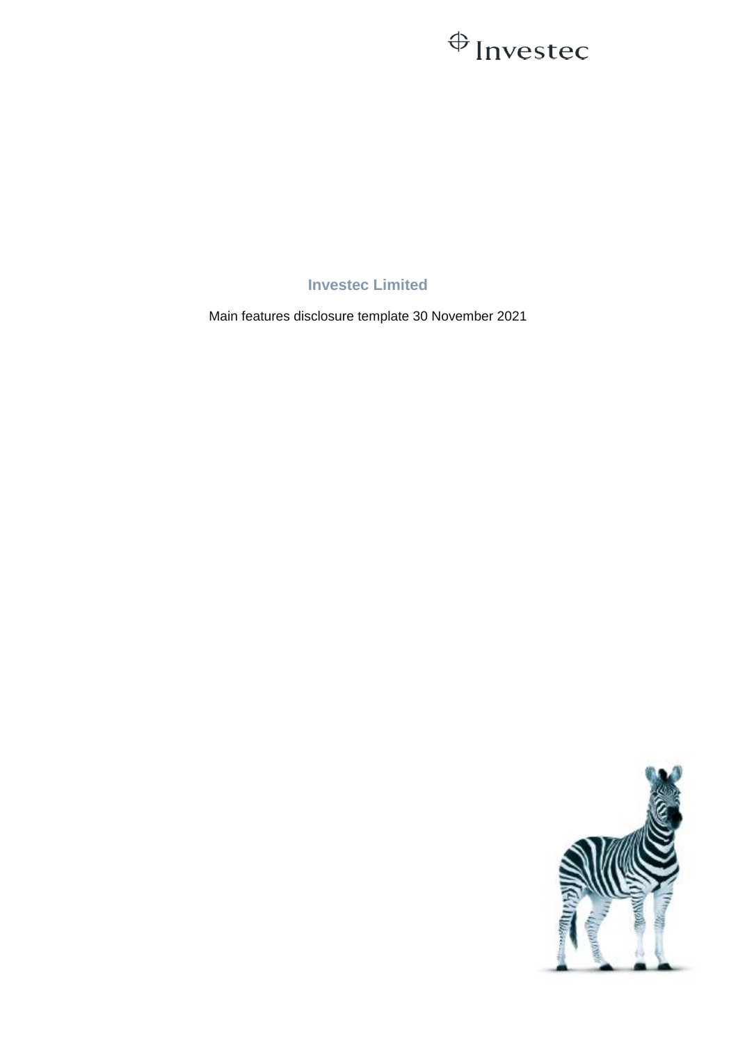# Investec Limited

Main features disclosure template 30 November 2021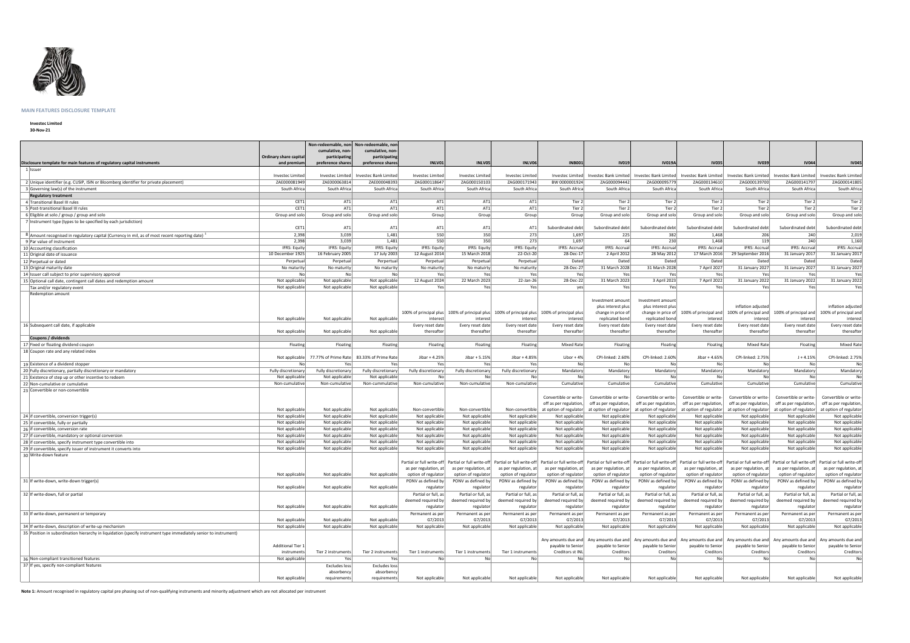**MAIN FEATURES DISCLOSURE TEMPLATE**

**Investec Limited**
**30-Nov-21**

| Disclosure template for main features of regulatory capital instruments | Ordinary share capital and premium | Non-redeemable, non-cumulative, non-participating preference shares | Non-redeemable, non-cumulative, non-participating preference shares | INLV01 | INLV05 | INLV06 | INB001 | IV019 | IV019A | IV035 | IV039 | IV044 | IV045 |
|---|---|---|---|---|---|---|---|---|---|---|---|---|---|
| 1 Issuer | Investec Limited | Investec Limited | Investec Bank Limited | Investec Limited | Investec Limited | Investec Limited | Investec Limited | Investec Bank Limited | Investec Bank Limited | Investec Bank Limited | Investec Bank Limited | Investec Bank Limited | Investec Bank Limited |
| 2 Unique identifier (e.g. CUSIP, ISIN or Bloomberg identifier for private placement) | ZAE000081949 | ZAE000063814 | ZAE000048393 | ZAG000118647 | ZAG000150103 | ZAG000171943 | BW 0000001924 | ZAG000094442 | ZAG000095779 | ZAG000134610 | ZAG000139700 | ZAG000141797 | ZAG000141805 |
| 3 Governing law(s) of the instrument | South Africa | South Africa | South Africa | South Africa | South Africa | South Africa | South Africa | South Africa | South Africa | South Africa | South Africa | South Africa | South Africa |
| **Regulatory treatment** | | | | | | | | | | | | | |
| 4 Transitional Basel III rules | CET1 | AT1 | AT1 | AT1 | AT1 | AT1 | Tier 2 | Tier 2 | Tier 2 | Tier 2 | Tier 2 | Tier 2 | Tier 2 |
| 5 Post-transitional Basel III rules | CET1 | AT1 | AT1 | AT1 | AT1 | AT1 | Tier 2 | Tier 2 | Tier 2 | Tier 2 | Tier 2 | Tier 2 | Tier 2 |
| 6 Eligible at solo / group / group and solo | Group and solo | Group and solo | Group and solo | Group | Group | Group | Group | Group and solo | Group and solo | Group and solo | Group and solo | Group and solo | Group and solo |
| 7 Instrument type (types to be specified by each jurisdiction) | CET1 | AT1 | AT1 | AT1 | AT1 | AT1 | Subordinated debt | Subordinated debt | Subordinated debt | Subordinated debt | Subordinated debt | Subordinated debt | Subordinated debt |
| 8 Amount recognised in regulatory capital (Currency in mil, as of most recent reporting date) [1] | 2,398 | 3,039 | 1,481 | 550 | 350 | 273 | 1,697 | 225 | 382 | 1,468 | 206 | 240 | 2,019 |
| 9 Par value of instrument | 2,398 | 3,039 | 1,481 | 550 | 350 | 273 | 1,697 | 64 | 230 | 1,468 | 119 | 240 | 1,160 |
| 10 Accounting classification | IFRS: Equity | IFRS: Equity | IFRS: Equity | IFRS: Equity | IFRS: Equity | IFRS: Equity | IFRS: Accrual | IFRS: Accrual | IFRS: Accrual | IFRS: Accrual | IFRS: Accrual | IFRS: Accrual | IFRS: Accrual |
| 11 Original date of issuance | 10 December 1925 | 16 February 2005 | 17 July 2003 | 12 August 2014 | 15 March 2018 | 22-Oct-20 | 28-Dec-17 | 2 April 2012 | 28 May 2012 | 17 March 2016 | 29 September 2016 | 31 January 2017 | 31 January 2017 |
| 12 Perpetual or dated | Perpetual | Perpetual | Perpetual | Perpetual | Perpetual | Perpetual | Dated | Dated | Dated | Dated | Dated | Dated | Dated |
| 13 Original maturity date | No maturity | No maturity | No maturity | No maturity | No matuirty | No maturity | 28-Dec-27 | 31 March 2028 | 31 March 2028 | 7 April 2027 | 31 January 2027 | 31 January 2027 | 31 January 2027 |
| 14 Issuer call subject to prior supervisory approval | No | No | No | Yes | Yes | Yes | Yes | Yes | Yes | Yes | Yes | Yes | Yes |
| 15 Optional call date, contingent call dates and redemption amount | Not applicable | Not applicable | Not applicable | 12 August 2024 | 22 March 2023 | 22-Jan-26 | 28-Dec-22 | 31 March 2023 | 3 April 2023 | 7 April 2022 | 31 January 2022 | 31 January 2022 | 31 January 2022 |
| Tax and/or regulatory event | Not applicable | Not applicable | Not applicable | Yes | Yes | Yes | yes | Yes | Yes | Yes | Yes | Yes | Yes |
| Redemption amount | Not applicable | Not applicable | Not applicable | 100% of principal plus interest | 100% of principal plus interest | 100% of principal plus interest | 100% of principal plus interest | Investment amount plus interest plus change in price of replicated bond | Investment amount plus interest plus change in price of replicated bond | 100% of principal and interest | inflation adjusted 100% of principal and interest | 100% of principal and interest | inflation adjusted 100% of principal and interest |
| 16 Subsequent call date, if applicable | Not applicable | Not applicable | Not applicable | Every reset date thereafter | Every reset date thereafter | Every reset date thereafter | Every reset date thereafter | Every reset date thereafter | Every reset date thereafter | Every reset date thereafter | Every reset date thereafter | Every reset date thereafter | Every reset date thereafter |
| **Coupons / dividends** | | | | | | | | | | | | | |
| 17 Fixed or floating dividend coupon | Floating | Floating | Floating | Floating | Floating | Floating | Mixed Rate | Floating | Floating | Floating | Mixed Rate | Floating | Mixed Rate |
| 18 Coupon rate and any related index | Not applicable | 77.77% of Prime Rate | 83.33% of Prime Rate | Jibar + 4.25% | Jibar + 5.15% | Jibar + 4.85% | Libor + 4% | CPI-linked: 2.60% | CPI-linked: 2.60% | Jibar + 4.65% | CPI-linked: 2.75% | J + 4.15% | CPI-linked: 2.75% |
| 19 Existence of a dividend stopper | No | Yes | Yes | Yes | Yes | Yes | No | No | No | No | No | No | No |
| 20 Fully discretionary, partially discretionary or mandatory | Fully discretionary | Fully discretionary | Fully discretionary | Fully discretionary | Fully discretionary | Fully discretionary | Mandatory | Mandatory | Mandatory | Mandatory | Mandatory | Mandatory | Mandatory |
| 21 Existence of step up or other incentive to redeem | Not applicable | Not applicable | Not applicable | No | No | No | No | No | No | No | No | No | No |
| 22 Non-cumulative or cumulative | Non-cumulative | Non-cumulative | Non-cummulative | Non-cumulative | Non-cumulative | Non-cumulative | Cumulative | Cumulative | Cumulative | Cumulative | Cumulative | Cumulative | Cumulative |
| 23 Convertible or non-convertible | Not applicable | Not applicable | Not applicable | Non-convertible | Non-convertible | Non-convertible | Convertible or write-off as per regulation, at option of regulator | Convertible or write-off as per regulation, at option of regulator | Convertible or write-off as per regulation, at option of regulator | Convertible or write-off as per regulation, at option of regulator | Convertible or write-off as per regulation, at option of regulator | Convertible or write-off as per regulation, at option of regulator | Convertible or write-off as per regulation, at option of regulator |
| 24 If convertible, conversion trigger(s) | Not applicable | Not applicable | Not applicable | Not applicable | Not applicable | Not applicable | Not applicable | Not applicable | Not applicable | Not applicable | Not applicable | Not applicable | Not applicable |
| 25 If convertible, fully or partially | Not applicable | Not applicable | Not applicable | Not applicable | Not applicable | Not applicable | Not applicable | Not applicable | Not applicable | Not applicable | Not applicable | Not applicable | Not applicable |
| 26 If convertible, conversion rate | Not applicable | Not applicable | Not applicable | Not applicable | Not applicable | Not applicable | Not applicable | Not applicable | Not applicable | Not applicable | Not applicable | Not applicable | Not applicable |
| 27 If convertible, mandatory or optional conversion | Not applicable | Not applicable | Not applicable | Not applicable | Not applicable | Not applicable | Not applicable | Not applicable | Not applicable | Not applicable | Not applicable | Not applicable | Not applicable |
| 28 If convertible, specify instrument type convertible into | Not applicable | Not applicable | Not applicable | Not applicable | Not applicable | Not applicable | Not applicable | Not applicable | Not applicable | Not applicable | Not applicable | Not applicable | Not applicable |
| 29 If convertible, specify issuer of instrument it converts into | Not applicable | Not applicable | Not applicable | Not applicable | Not applicable | Not applicable | Not applicable | Not applicable | Not applicable | Not applicable | Not applicable | Not applicable | Not applicable |
| 30 Write-down feature | Not applicable | Not applicable | Not applicable | Partial or full write-off as per regulation, at option of regulator | Partial or full write-off as per regulation, at option of regulator | Partial or full write-off as per regulation, at option of regulator | Partial or full write-off as per regulation, at option of regulator | Partial or full write-off as per regulation, at option of regulator | Partial or full write-off as per regulation, at option of regulator | Partial or full write-off as per regulation, at option of regulator | Partial or full write-off as per regulation, at option of regulator | Partial or full write-off as per regulation, at option of regulator | Partial or full write-off as per regulation, at option of regulator |
| 31 If write-down, write-down trigger(s) | Not applicable | Not applicable | Not applicable | PONV as defined by regulator | PONV as defined by regulator | PONV as defined by regulator | PONV as defined by regulator | PONV as defined by regulator | PONV as defined by regulator | PONV as defined by regulator | PONV as defined by regulator | PONV as defined by regulator | PONV as defined by regulator |
| 32 If write-down, full or partial | Not applicable | Not applicable | Not applicable | Partial or full, as deemed required by regulator | Partial or full, as deemed required by regulator | Partial or full, as deemed required by regulator | Partial or full, as deemed required by regulator | Partial or full, as deemed required by regulator | Partial or full, as deemed required by regulator | Partial or full, as deemed required by regulator | Partial or full, as deemed required by regulator | Partial or full, as deemed required by regulator | Partial or full, as deemed required by regulator |
| 33 If write-down, permanent or temporary | Not applicable | Not applicable | Not applicable | Permanent as per G7/2013 | Permanent as per G7/2013 | Permanent as per G7/2013 | Permanent as per G7/2013 | Permanent as per G7/2013 | Permanent as per G7/2013 | Permanent as per G7/2013 | Permanent as per G7/2013 | Permanent as per G7/2013 | Permanent as per G7/2013 |
| 34 If write-down, description of write-up mechanism | Not applicable | Not applicable | Not applicable | Not applicable | Not applicable | Not applicable | Not applicable | Not applicable | Not applicable | Not applicable | Not applicable | Not applicable | Not applicable |
| 35 Position in subordination hierarchy in liquidation (specify instrument type immediately senior to instrument) | Additional Tier 1 instruments | Tier 2 instruments | Tier 2 instruments | Tier 1 instruments | Tier 1 instruments | Tier 1 instruments | Any amounts due and payable to Senior Creditors st INL | Any amounts due and payable to Senior Creditors | Any amounts due and payable to Senior Creditors | Any amounts due and payable to Senior Creditors | Any amounts due and payable to Senior Creditors | Any amounts due and payable to Senior Creditors | Any amounts due and payable to Senior Creditors |
| 36 Non-compliant transitioned features | Not applicable | Yes | Yes | No | No | No | No | No | No | No | No | No | No |
| 37 If yes, specify non-compliant features | Not applicable | Excludes loss absorbency requirements | Excludes loss absorbency requirements | Not applicable | Not applicable | Not applicable | Not applicable | Not applicable | Not applicable | Not applicable | Not applicable | Not applicable | Not applicable |

**Note 1:** Amount recognised in regulatory capital pre phasing out of non-qualifying instruments and minority adjustment which are not allocated per instrument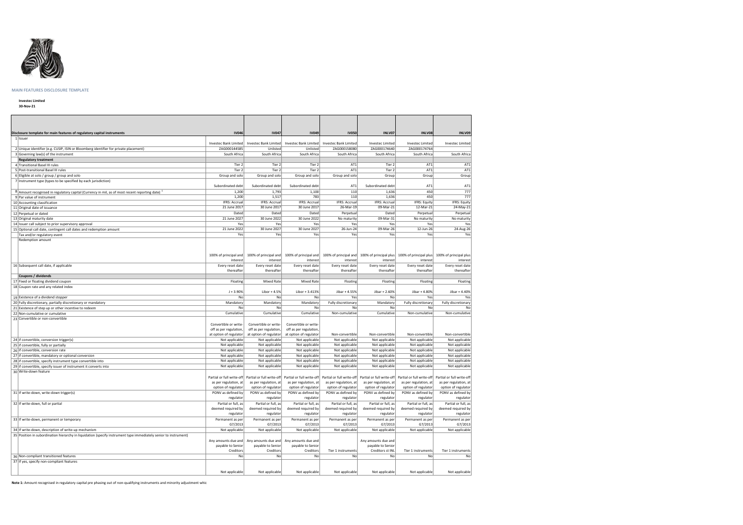**MAIN FEATURES DISCLOSURE TEMPLATE**

**Investec Limited**
**30-Nov-21**

| | Disclosure template for main features of regulatory capital instruments | IV046 | IV047 | IV049 | IV050 | INLV07 | INLV08 | INLV09 |
|---|---|---|---|---|---|---|---|---|
| 1 | Issuer | Investec Bank Limited | Investec Bank Limited | Investec Bank Limited | Investec Bank Limited | Investec Limited | Investec Limited | Investec Limited |
| 2 | Unique identifier (e.g. CUSIP, ISIN or Bloomberg identifier for private placement) | ZAG000144585 | Unlisted | Unlisted | ZAG000158080 | ZAG000174640 | ZAG000174764 | |
| 3 | Governing law(s) of the instrument | South Africa | South Africa | South Africa | South Africa | South Africa | South Africa | South Africa |
| | **Regulatory treatment** | | | | | | | |
| 4 | Transitional Basel III rules | Tier 2 | Tier 2 | Tier 2 | AT1 | Tier 2 | AT1 | AT1 |
| 5 | Post-transitional Basel III rules | Tier 2 | Tier 2 | Tier 2 | AT1 | Tier 2 | AT1 | AT1 |
| 6 | Eligible at solo / group / group and solo | Group and solo | Group and solo | Group and solo | Group and solo | Group | Group | Group |
| 7 | Instrument type (types to be specified by each jurisdiction) | Subordinated debt | Subordinated debt | Subordinated debt | AT1 | Subordinated debt | AT1 | AT1 |
| 8 | Amount recognised in regulatory capital (Currency in mil, as of most recent reporting date) [1] | 1,200 | 1,793 | 1,100 | 110 | 1,636 | 450 | 777 |
| 9 | Par value of instrument | 1,200 | 1,517 | 783 | 110 | 1,636 | 450 | 777 |
| 10 | Accounting classification | IFRS: Accrual | IFRS: Accrual | IFRS: Accrual | IFRS: Accrual | IFRS: Accrual | IFRS: Equity | IFRS: Equity |
| 11 | Original date of issuance | 21 June 2017 | 30 June 2017 | 30 June 2017 | 26-Mar-19 | 09-Mar-21 | 12-Mar-21 | 24-May-21 |
| 12 | Perpetual or dated | Dated | Dated | Dated | Perpetual | Dated | Perpetual | Perpetual |
| 13 | Original maturity date | 21 June 2027 | 30 June 2022 | 30 June 2022 | No maturity | 09-Mar-31 | No maturity | No maturity |
| 14 | Issuer call subject to prior supervisory approval | Yes | Yes | Yes | Yes | Yes | Yes | Yes |
| 15 | Optional call date, contingent call dates and redemption amount | 21 June 2022 | 30 June 2027 | 30 June 2027 | 26-Jun-24 | 09-Mar-26 | 12-Jun-26 | 24-Aug-26 |
| | Tax and/or regulatory event | Yes | Yes | Yes | Yes | Yes | Yes | Yes |
| | Redemption amount | 100% of principal and interest | 100% of principal and interest | 100% of principal and interest | 100% of principal and interest | 100% of principal plus interest | 100% of principal plus interest | 100% of principal plus interest |
| 16 | Subsequent call date, if applicable | Every reset date thereafter | Every reset date thereafter | Every reset date thereafter | Every reset date thereafter | Every reset date thereafter | Every reset date thereafter | Every reset date thereafter |
| | **Coupons / dividends** | | | | | | | |
| 17 | Fixed or floating dividend coupon | Floating | Mixed Rate | Mixed Rate | Floating | Floating | Floating | Floating |
| 18 | Coupon rate and any related index | J + 3.90% | Libor + 4.5% | Libor + 3.413% | Jibar + 4.55% | Jibar + 2.60% | Jibar + 4.80% | Jibar + 4.40% |
| 19 | Existence of a dividend stopper | No | No | No | Yes | No | Yes | Yes |
| 20 | Fully discretionary, partially discretionary or mandatory | Mandatory | Mandatory | Mandatory | Fully discretionary | Mandatory | Fully discretionary | Fully discretionary |
| 21 | Existence of step up or other incentive to redeem | No | No | No | No | No | No | No |
| 22 | Non-cumulative or cumulative | Cumulative | Cumulative | Cumulative | Non-cumulative | Cumulative | Non-cumulative | Non-cumulative |
| 23 | Convertible or non-convertible | Convertible or write-off as per regulation, at option of regulator | Convertible or write-off as per regulation, at option of regulator | Convertible or write-off as per regulation, at option of regulator | Non-convertible | Non-convertible | Non-convertible | Non-convertible |
| 24 | If convertible, conversion trigger(s) | Not applicable | Not applicable | Not applicable | Not applicable | Not applicable | Not applicable | Not applicable |
| 25 | If convertible, fully or partially | Not applicable | Not applicable | Not applicable | Not applicable | Not applicable | Not applicable | Not applicable |
| 26 | If convertible, conversion rate | Not applicable | Not applicable | Not applicable | Not applicable | Not applicable | Not applicable | Not applicable |
| 27 | If convertible, mandatory or optional conversion | Not applicable | Not applicable | Not applicable | Not applicable | Not applicable | Not applicable | Not applicable |
| 28 | If convertible, specify instrument type convertible into | Not applicable | Not applicable | Not applicable | Not applicable | Not applicable | Not applicable | Not applicable |
| 29 | If convertible, specify issuer of instrument it converts into | Not applicable | Not applicable | Not applicable | Not applicable | Not applicable | Not applicable | Not applicable |
| 30 | Write-down feature | Partial or full write-off as per regulation, at option of regulator | Partial or full write-off as per regulation, at option of regulator | Partial or full write-off as per regulation, at option of regulator | Partial or full write-off as per regulation, at option of regulator | Partial or full write-off as per regulation, at option of regulator | Partial or full write-off as per regulation, at option of regulator | Partial or full write-off as per regulation, at option of regulator |
| 31 | If write-down, write-down trigger(s) | PONV as defined by regulator | PONV as defined by regulator | PONV as defined by regulator | PONV as defined by regulator | PONV as defined by regulator | PONV as defined by regulator | PONV as defined by regulator |
| 32 | If write-down, full or partial | Partial or full, as deemed required by regulator | Partial or full, as deemed required by regulator | Partial or full, as deemed required by regulator | Partial or full, as deemed required by regulator | Partial or full, as deemed required by regulator | Partial or full, as deemed required by regulator | Partial or full, as deemed required by regulator |
| 33 | If write-down, permanent or temporary | Permanent as per G7/2013 | Permanent as per G7/2013 | Permanent as per G7/2013 | Permanent as per G7/2013 | Permanent as per G7/2013 | Permanent as per G7/2013 | Permanent as per G7/2013 |
| 34 | If write-down, description of write-up mechanism | Not applicable | Not applicable | Not applicable | Not applicable | Not applicable | Not applicable | Not applicable |
| 35 | Position in subordination hierarchy in liquidation (specify instrument type immediately senior to instrument) | Any amounts due and payable to Senior Creditors | Any amounts due and payable to Senior Creditors | Any amounts due and payable to Senior Creditors | Tier 1 instruments | Any amounts due and payable to Senior Creditors st INL | Tier 1 instruments | Tier 1 instruments |
| 36 | Non-compliant transitioned features | No | No | No | No | No | No | No |
| 37 | If yes, specify non-compliant features | Not applicable | Not applicable | Not applicable | Not applicable | Not applicable | Not applicable | Not applicable |

**Note 1:** Amount recognised in regulatory capital pre phasing out of non-qualifying instruments and minority adjustment whic